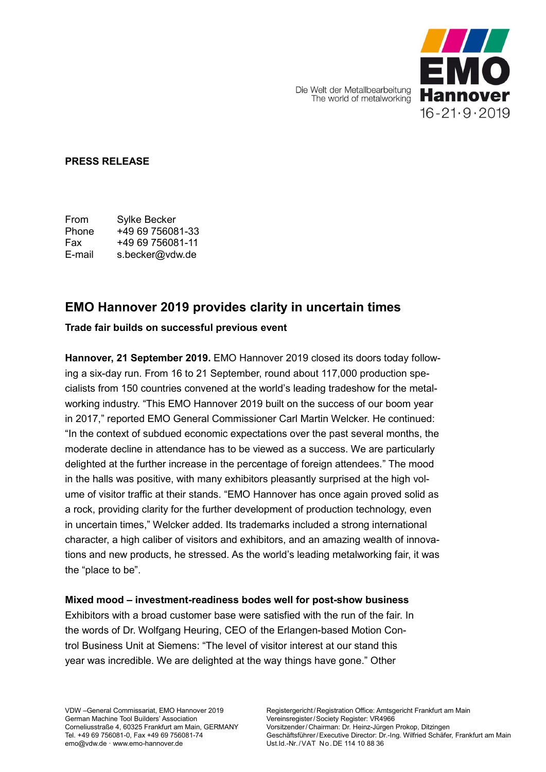Die Welt der Metallbearbeitung
The world of metalworking

**EMO Hannover 16-21·9·2019**

**PRESS RELEASE**

| | |
|---|---|
| From | Sylke Becker |
| Phone | +49 69 756081-33 |
| Fax | +49 69 756081-11 |
| E-mail | s.becker@vdw.de |

# EMO Hannover 2019 provides clarity in uncertain times

**Trade fair builds on successful previous event**

**Hannover, 21 September 2019.** EMO Hannover 2019 closed its doors today following a six-day run. From 16 to 21 September, round about 117,000 production specialists from 150 countries convened at the world's leading tradeshow for the metalworking industry. "This EMO Hannover 2019 built on the success of our boom year in 2017," reported EMO General Commissioner Carl Martin Welcker. He continued: "In the context of subdued economic expectations over the past several months, the moderate decline in attendance has to be viewed as a success. We are particularly delighted at the further increase in the percentage of foreign attendees." The mood in the halls was positive, with many exhibitors pleasantly surprised at the high volume of visitor traffic at their stands. "EMO Hannover has once again proved solid as a rock, providing clarity for the further development of production technology, even in uncertain times," Welcker added. Its trademarks included a strong international character, a high caliber of visitors and exhibitors, and an amazing wealth of innovations and new products, he stressed. As the world's leading metalworking fair, it was the "place to be".

**Mixed mood – investment-readiness bodes well for post-show business**

Exhibitors with a broad customer base were satisfied with the run of the fair. In the words of Dr. Wolfgang Heuring, CEO of the Erlangen-based Motion Control Business Unit at Siemens: "The level of visitor interest at our stand this year was incredible. We are delighted at the way things have gone." Other

VDW –General Commissariat, EMO Hannover 2019
German Machine Tool Builders' Association
Corneliusstraße 4, 60325 Frankfurt am Main, GERMANY
Tel. +49 69 756081-0, Fax +49 69 756081-74
emo@vdw.de · www.emo-hannover.de

Registergericht / Registration Office: Amtsgericht Frankfurt am Main
Vereinsregister / Society Register: VR4966
Vorsitzender / Chairman: Dr. Heinz-Jürgen Prokop, Ditzingen
Geschäftsführer / Executive Director: Dr.-Ing. Wilfried Schäfer, Frankfurt am Main
Ust.Id.-Nr. / VAT No. DE 114 10 88 36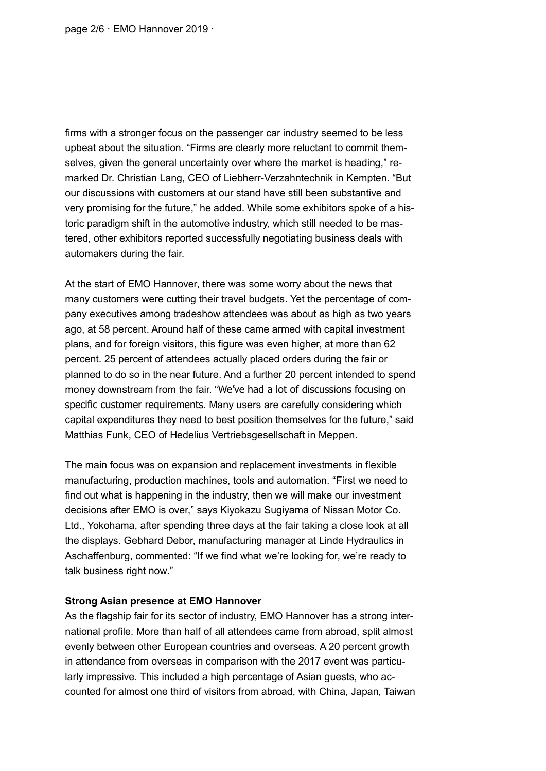firms with a stronger focus on the passenger car industry seemed to be less upbeat about the situation. “Firms are clearly more reluctant to commit themselves, given the general uncertainty over where the market is heading,” remarked Dr. Christian Lang, CEO of Liebherr-Verzahntechnik in Kempten. “But our discussions with customers at our stand have still been substantive and very promising for the future,” he added. While some exhibitors spoke of a historic paradigm shift in the automotive industry, which still needed to be mastered, other exhibitors reported successfully negotiating business deals with automakers during the fair.

At the start of EMO Hannover, there was some worry about the news that many customers were cutting their travel budgets. Yet the percentage of company executives among tradeshow attendees was about as high as two years ago, at 58 percent. Around half of these came armed with capital investment plans, and for foreign visitors, this figure was even higher, at more than 62 percent. 25 percent of attendees actually placed orders during the fair or planned to do so in the near future. And a further 20 percent intended to spend money downstream from the fair. “We’ve had a lot of discussions focusing on specific customer requirements. Many users are carefully considering which capital expenditures they need to best position themselves for the future,” said Matthias Funk, CEO of Hedelius Vertriebsgesellschaft in Meppen.

The main focus was on expansion and replacement investments in flexible manufacturing, production machines, tools and automation. “First we need to find out what is happening in the industry, then we will make our investment decisions after EMO is over,” says Kiyokazu Sugiyama of Nissan Motor Co. Ltd., Yokohama, after spending three days at the fair taking a close look at all the displays. Gebhard Debor, manufacturing manager at Linde Hydraulics in Aschaffenburg, commented: “If we find what we’re looking for, we’re ready to talk business right now.”

**Strong Asian presence at EMO Hannover**

As the flagship fair for its sector of industry, EMO Hannover has a strong international profile. More than half of all attendees came from abroad, split almost evenly between other European countries and overseas. A 20 percent growth in attendance from overseas in comparison with the 2017 event was particularly impressive. This included a high percentage of Asian guests, who accounted for almost one third of visitors from abroad, with China, Japan, Taiwan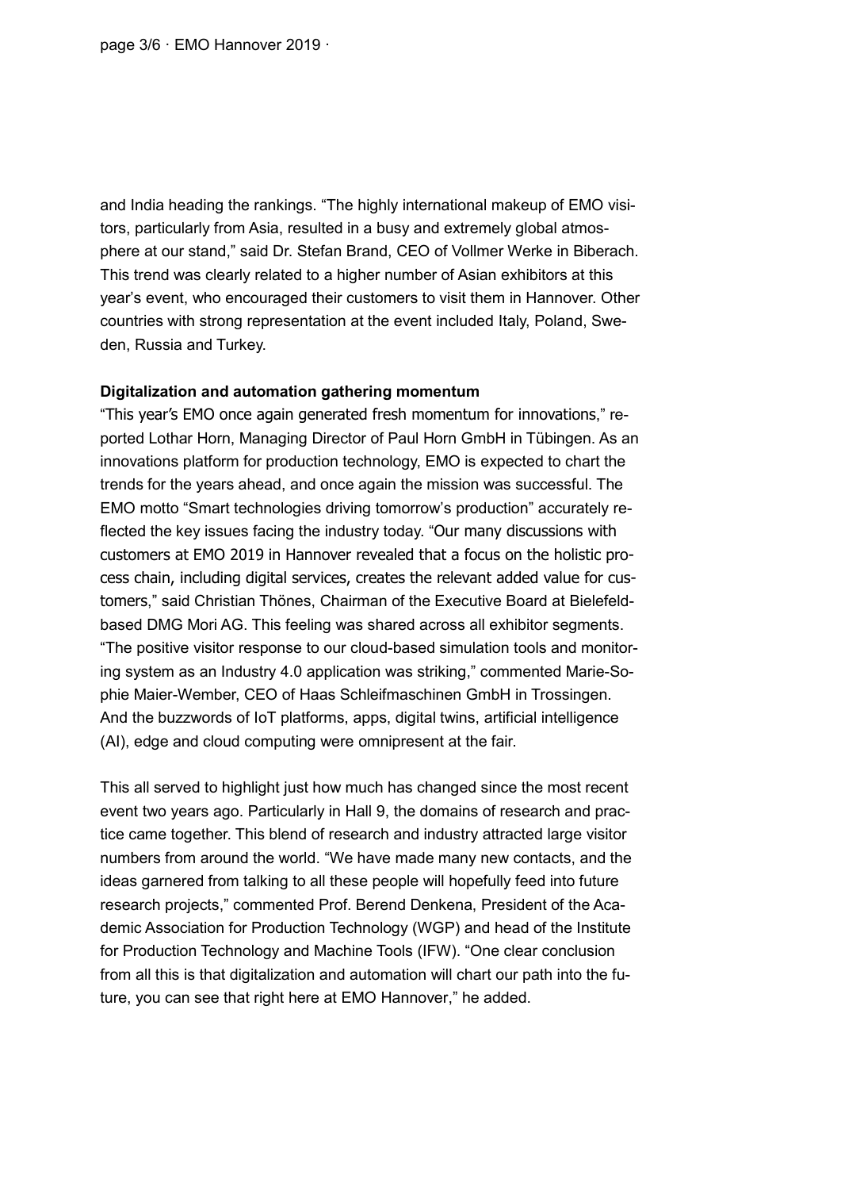and India heading the rankings. “The highly international makeup of EMO visitors, particularly from Asia, resulted in a busy and extremely global atmosphere at our stand,” said Dr. Stefan Brand, CEO of Vollmer Werke in Biberach. This trend was clearly related to a higher number of Asian exhibitors at this year’s event, who encouraged their customers to visit them in Hannover. Other countries with strong representation at the event included Italy, Poland, Sweden, Russia and Turkey.

**Digitalization and automation gathering momentum**

“This year’s EMO once again generated fresh momentum for innovations,” reported Lothar Horn, Managing Director of Paul Horn GmbH in Tübingen. As an innovations platform for production technology, EMO is expected to chart the trends for the years ahead, and once again the mission was successful. The EMO motto “Smart technologies driving tomorrow’s production” accurately reflected the key issues facing the industry today. “Our many discussions with customers at EMO 2019 in Hannover revealed that a focus on the holistic process chain, including digital services, creates the relevant added value for customers,” said Christian Thönes, Chairman of the Executive Board at Bielefeld-based DMG Mori AG. This feeling was shared across all exhibitor segments. “The positive visitor response to our cloud-based simulation tools and monitoring system as an Industry 4.0 application was striking,” commented Marie-Sophie Maier-Wember, CEO of Haas Schleifmaschinen GmbH in Trossingen. And the buzzwords of IoT platforms, apps, digital twins, artificial intelligence (AI), edge and cloud computing were omnipresent at the fair.

This all served to highlight just how much has changed since the most recent event two years ago. Particularly in Hall 9, the domains of research and practice came together. This blend of research and industry attracted large visitor numbers from around the world. “We have made many new contacts, and the ideas garnered from talking to all these people will hopefully feed into future research projects,” commented Prof. Berend Denkena, President of the Academic Association for Production Technology (WGP) and head of the Institute for Production Technology and Machine Tools (IFW). “One clear conclusion from all this is that digitalization and automation will chart our path into the future, you can see that right here at EMO Hannover,” he added.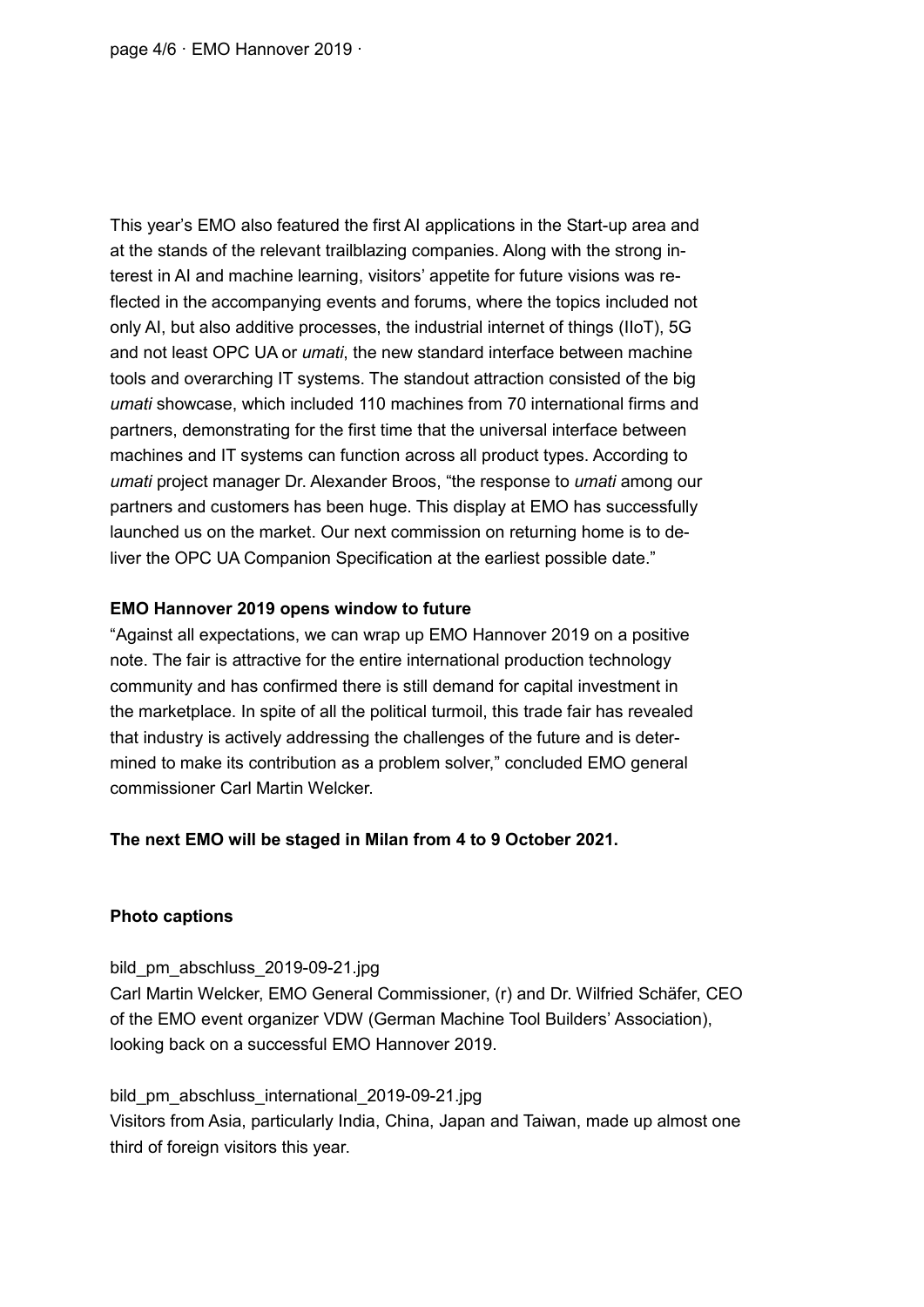This year's EMO also featured the first AI applications in the Start-up area and at the stands of the relevant trailblazing companies. Along with the strong interest in AI and machine learning, visitors' appetite for future visions was reflected in the accompanying events and forums, where the topics included not only AI, but also additive processes, the industrial internet of things (IIoT), 5G and not least OPC UA or *umati*, the new standard interface between machine tools and overarching IT systems. The standout attraction consisted of the big *umati* showcase, which included 110 machines from 70 international firms and partners, demonstrating for the first time that the universal interface between machines and IT systems can function across all product types. According to *umati* project manager Dr. Alexander Broos, "the response to *umati* among our partners and customers has been huge. This display at EMO has successfully launched us on the market. Our next commission on returning home is to deliver the OPC UA Companion Specification at the earliest possible date."

**EMO Hannover 2019 opens window to future**

"Against all expectations, we can wrap up EMO Hannover 2019 on a positive note. The fair is attractive for the entire international production technology community and has confirmed there is still demand for capital investment in the marketplace. In spite of all the political turmoil, this trade fair has revealed that industry is actively addressing the challenges of the future and is determined to make its contribution as a problem solver," concluded EMO general commissioner Carl Martin Welcker.

**The next EMO will be staged in Milan from 4 to 9 October 2021.**

**Photo captions**

bild_pm_abschluss_2019-09-21.jpg
Carl Martin Welcker, EMO General Commissioner, (r) and Dr. Wilfried Schäfer, CEO of the EMO event organizer VDW (German Machine Tool Builders' Association), looking back on a successful EMO Hannover 2019.

bild_pm_abschluss_international_2019-09-21.jpg
Visitors from Asia, particularly India, China, Japan and Taiwan, made up almost one third of foreign visitors this year.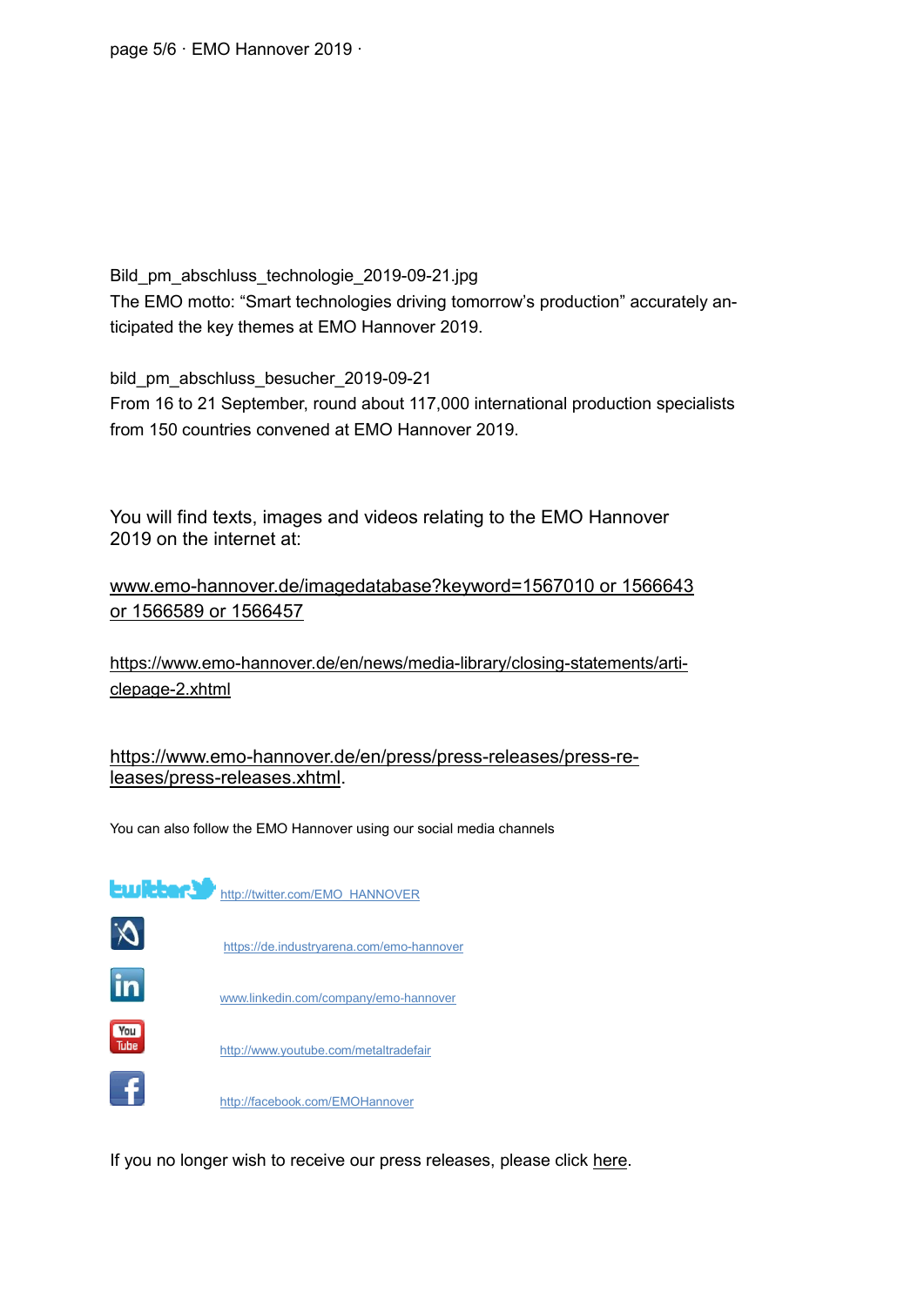Bild_pm_abschluss_technologie_2019-09-21.jpg
The EMO motto: “Smart technologies driving tomorrow’s production” accurately anticipated the key themes at EMO Hannover 2019.

bild_pm_abschluss_besucher_2019-09-21
From 16 to 21 September, round about 117,000 international production specialists from 150 countries convened at EMO Hannover 2019.

You will find texts, images and videos relating to the EMO Hannover 2019 on the internet at:

www.emo-hannover.de/imagedatabase?keyword=1567010 or 1566643 or 1566589 or 1566457

https://www.emo-hannover.de/en/news/media-library/closing-statements/articlepage-2.xhtml

https://www.emo-hannover.de/en/press/press-releases/press-releases/press-releases.xhtml.

You can also follow the EMO Hannover using our social media channels

twitter http://twitter.com/EMO_HANNOVER

https://de.industryarena.com/emo-hannover

www.linkedin.com/company/emo-hannover

http://www.youtube.com/metaltradefair

http://facebook.com/EMOHannover

If you no longer wish to receive our press releases, please click here.